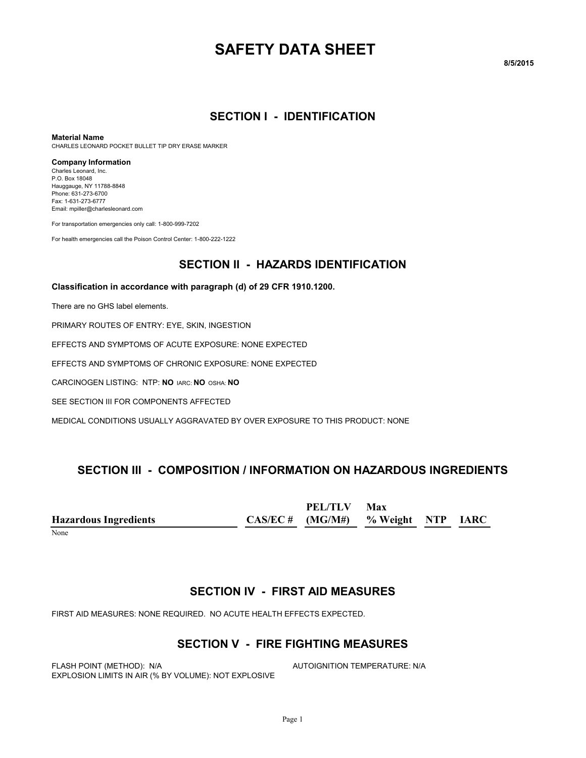# SAFETY DATA SHEET

8/5/2015

## SECTION I - IDENTIFICATION

**Material Name**
CHARLES LEONARD POCKET BULLET TIP DRY ERASE MARKER

**Company Information**
Charles Leonard, Inc.
P.O. Box 18048
Hauggauge, NY 11788-8848
Phone: 631-273-6700
Fax: 1-631-273-6777
Email: mpiller@charlesleonard.com

For transportation emergencies only call: 1-800-999-7202

For health emergencies call the Poison Control Center: 1-800-222-1222

## SECTION II - HAZARDS IDENTIFICATION

**Classification in accordance with paragraph (d) of 29 CFR 1910.1200.**

There are no GHS label elements.

PRIMARY ROUTES OF ENTRY: EYE, SKIN, INGESTION

EFFECTS AND SYMPTOMS OF ACUTE EXPOSURE: NONE EXPECTED

EFFECTS AND SYMPTOMS OF CHRONIC EXPOSURE: NONE EXPECTED

CARCINOGEN LISTING: NTP: **NO** IARC: **NO** OSHA: **NO**

SEE SECTION III FOR COMPONENTS AFFECTED

MEDICAL CONDITIONS USUALLY AGGRAVATED BY OVER EXPOSURE TO THIS PRODUCT: NONE

## SECTION III - COMPOSITION / INFORMATION ON HAZARDOUS INGREDIENTS

| Hazardous Ingredients | CAS/EC # | PEL/TLV (MG/M#) | Max % Weight | NTP | IARC |
|---|---|---|---|---|---|
| None | | | | | |

## SECTION IV - FIRST AID MEASURES

FIRST AID MEASURES: NONE REQUIRED. NO ACUTE HEALTH EFFECTS EXPECTED.

## SECTION V - FIRE FIGHTING MEASURES

FLASH POINT (METHOD): N/A

AUTOIGNITION TEMPERATURE: N/A

EXPLOSION LIMITS IN AIR (% BY VOLUME): NOT EXPLOSIVE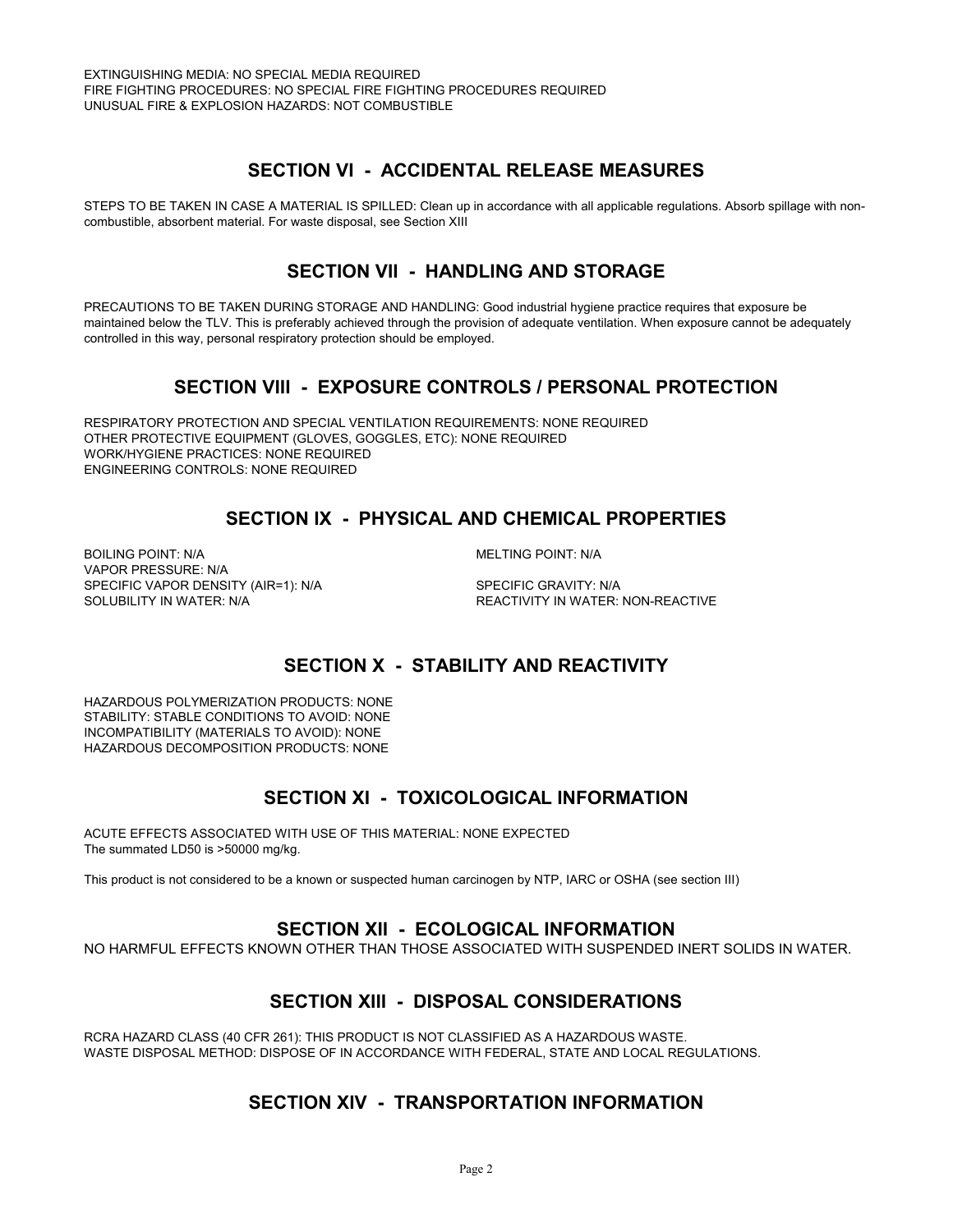EXTINGUISHING MEDIA: NO SPECIAL MEDIA REQUIRED
FIRE FIGHTING PROCEDURES: NO SPECIAL FIRE FIGHTING PROCEDURES REQUIRED
UNUSUAL FIRE & EXPLOSION HAZARDS: NOT COMBUSTIBLE

## SECTION VI - ACCIDENTAL RELEASE MEASURES

STEPS TO BE TAKEN IN CASE A MATERIAL IS SPILLED: Clean up in accordance with all applicable regulations. Absorb spillage with non-combustible, absorbent material. For waste disposal, see Section XIII

## SECTION VII - HANDLING AND STORAGE

PRECAUTIONS TO BE TAKEN DURING STORAGE AND HANDLING: Good industrial hygiene practice requires that exposure be maintained below the TLV. This is preferably achieved through the provision of adequate ventilation. When exposure cannot be adequately controlled in this way, personal respiratory protection should be employed.

## SECTION VIII - EXPOSURE CONTROLS / PERSONAL PROTECTION

RESPIRATORY PROTECTION AND SPECIAL VENTILATION REQUIREMENTS: NONE REQUIRED
OTHER PROTECTIVE EQUIPMENT (GLOVES, GOGGLES, ETC): NONE REQUIRED
WORK/HYGIENE PRACTICES: NONE REQUIRED
ENGINEERING CONTROLS: NONE REQUIRED

## SECTION IX - PHYSICAL AND CHEMICAL PROPERTIES

BOILING POINT: N/A
MELTING POINT: N/A
VAPOR PRESSURE: N/A
SPECIFIC VAPOR DENSITY (AIR=1): N/A
SPECIFIC GRAVITY: N/A
SOLUBILITY IN WATER: N/A
REACTIVITY IN WATER: NON-REACTIVE

## SECTION X - STABILITY AND REACTIVITY

HAZARDOUS POLYMERIZATION PRODUCTS: NONE
STABILITY: STABLE CONDITIONS TO AVOID: NONE
INCOMPATIBILITY (MATERIALS TO AVOID): NONE
HAZARDOUS DECOMPOSITION PRODUCTS: NONE

## SECTION XI - TOXICOLOGICAL INFORMATION

ACUTE EFFECTS ASSOCIATED WITH USE OF THIS MATERIAL: NONE EXPECTED
The summated LD50 is >50000 mg/kg.

This product is not considered to be a known or suspected human carcinogen by NTP, IARC or OSHA (see section III)

## SECTION XII - ECOLOGICAL INFORMATION

NO HARMFUL EFFECTS KNOWN OTHER THAN THOSE ASSOCIATED WITH SUSPENDED INERT SOLIDS IN WATER.

## SECTION XIII - DISPOSAL CONSIDERATIONS

RCRA HAZARD CLASS (40 CFR 261): THIS PRODUCT IS NOT CLASSIFIED AS A HAZARDOUS WASTE.
WASTE DISPOSAL METHOD: DISPOSE OF IN ACCORDANCE WITH FEDERAL, STATE AND LOCAL REGULATIONS.

## SECTION XIV - TRANSPORTATION INFORMATION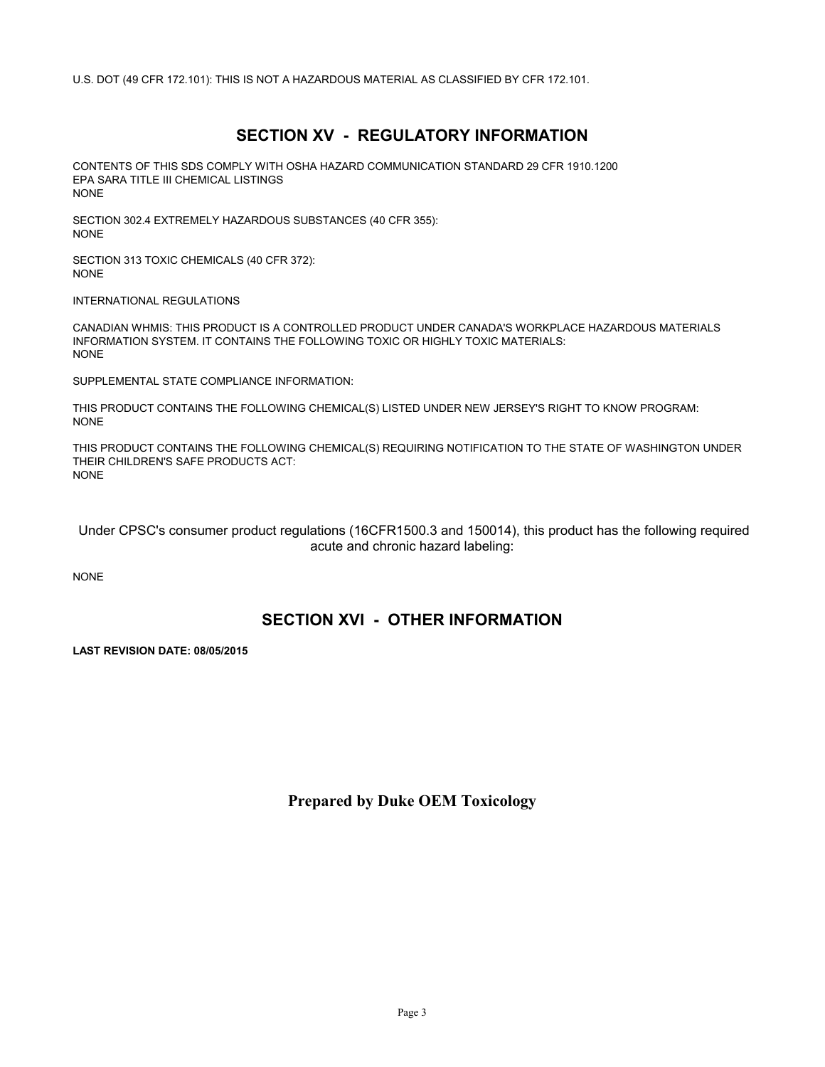U.S. DOT (49 CFR 172.101): THIS IS NOT A HAZARDOUS MATERIAL AS CLASSIFIED BY CFR 172.101.

## SECTION XV - REGULATORY INFORMATION

CONTENTS OF THIS SDS COMPLY WITH OSHA HAZARD COMMUNICATION STANDARD 29 CFR 1910.1200
EPA SARA TITLE III CHEMICAL LISTINGS
NONE

SECTION 302.4 EXTREMELY HAZARDOUS SUBSTANCES (40 CFR 355):
NONE

SECTION 313 TOXIC CHEMICALS (40 CFR 372):
NONE

INTERNATIONAL REGULATIONS

CANADIAN WHMIS: THIS PRODUCT IS A CONTROLLED PRODUCT UNDER CANADA'S WORKPLACE HAZARDOUS MATERIALS INFORMATION SYSTEM. IT CONTAINS THE FOLLOWING TOXIC OR HIGHLY TOXIC MATERIALS:
NONE

SUPPLEMENTAL STATE COMPLIANCE INFORMATION:

THIS PRODUCT CONTAINS THE FOLLOWING CHEMICAL(S) LISTED UNDER NEW JERSEY'S RIGHT TO KNOW PROGRAM:
NONE

THIS PRODUCT CONTAINS THE FOLLOWING CHEMICAL(S) REQUIRING NOTIFICATION TO THE STATE OF WASHINGTON UNDER THEIR CHILDREN'S SAFE PRODUCTS ACT:
NONE

Under CPSC's consumer product regulations (16CFR1500.3 and 150014), this product has the following required acute and chronic hazard labeling:

NONE

## SECTION XVI - OTHER INFORMATION

**LAST REVISION DATE: 08/05/2015**

**Prepared by Duke OEM Toxicology**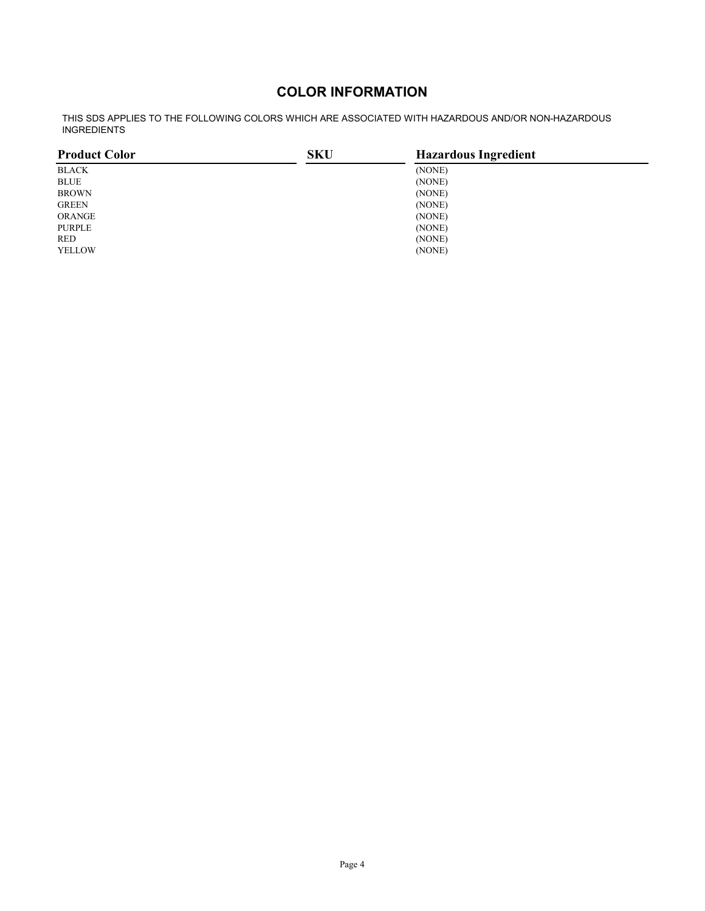## COLOR INFORMATION

THIS SDS APPLIES TO THE FOLLOWING COLORS WHICH ARE ASSOCIATED WITH HAZARDOUS AND/OR NON-HAZARDOUS INGREDIENTS

| Product Color | SKU | Hazardous Ingredient |
|---|---|---|
| BLACK | | (NONE) |
| BLUE | | (NONE) |
| BROWN | | (NONE) |
| GREEN | | (NONE) |
| ORANGE | | (NONE) |
| PURPLE | | (NONE) |
| RED | | (NONE) |
| YELLOW | | (NONE) |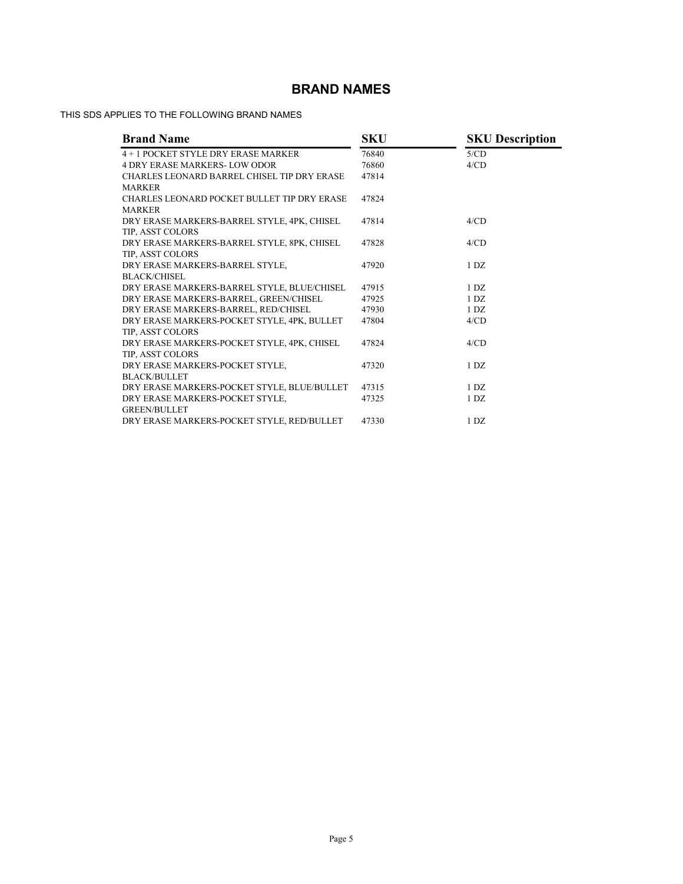## BRAND NAMES

THIS SDS APPLIES TO THE FOLLOWING BRAND NAMES

| Brand Name | SKU | SKU Description |
|---|---|---|
| 4 + 1 POCKET STYLE DRY ERASE MARKER | 76840 | 5/CD |
| 4 DRY ERASE MARKERS- LOW ODOR | 76860 | 4/CD |
| CHARLES LEONARD BARREL CHISEL TIP DRY ERASE MARKER | 47814 | |
| CHARLES LEONARD POCKET BULLET TIP DRY ERASE MARKER | 47824 | |
| DRY ERASE MARKERS-BARREL STYLE, 4PK, CHISEL TIP, ASST COLORS | 47814 | 4/CD |
| DRY ERASE MARKERS-BARREL STYLE, 8PK, CHISEL TIP, ASST COLORS | 47828 | 4/CD |
| DRY ERASE MARKERS-BARREL STYLE, BLACK/CHISEL | 47920 | 1 DZ |
| DRY ERASE MARKERS-BARREL STYLE, BLUE/CHISEL | 47915 | 1 DZ |
| DRY ERASE MARKERS-BARREL, GREEN/CHISEL | 47925 | 1 DZ |
| DRY ERASE MARKERS-BARREL, RED/CHISEL | 47930 | 1 DZ |
| DRY ERASE MARKERS-POCKET STYLE, 4PK, BULLET TIP, ASST COLORS | 47804 | 4/CD |
| DRY ERASE MARKERS-POCKET STYLE, 4PK, CHISEL TIP, ASST COLORS | 47824 | 4/CD |
| DRY ERASE MARKERS-POCKET STYLE, BLACK/BULLET | 47320 | 1 DZ |
| DRY ERASE MARKERS-POCKET STYLE, BLUE/BULLET | 47315 | 1 DZ |
| DRY ERASE MARKERS-POCKET STYLE, GREEN/BULLET | 47325 | 1 DZ |
| DRY ERASE MARKERS-POCKET STYLE, RED/BULLET | 47330 | 1 DZ |